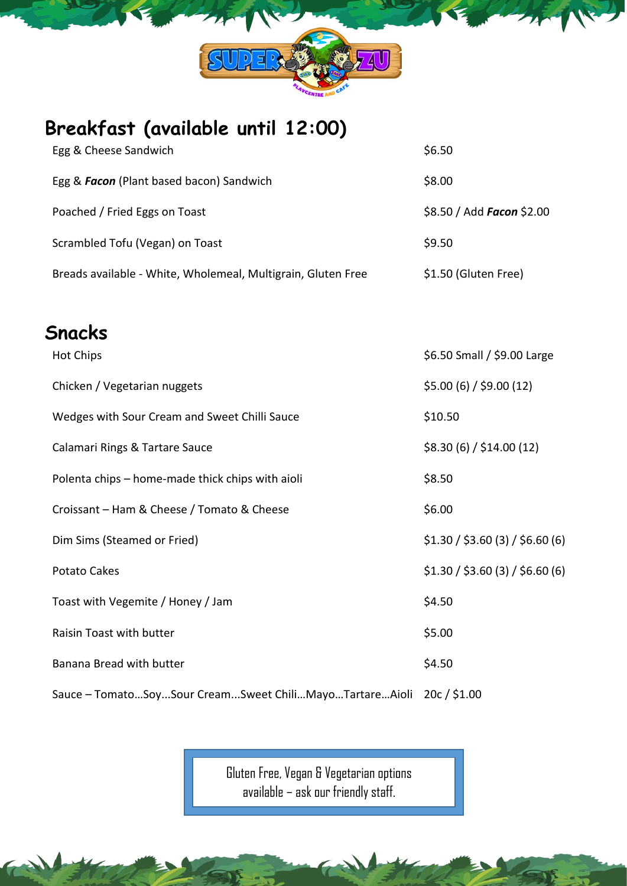# Breakfast (available until 12:00)

| | |
|---|---|
| Egg & Cheese Sandwich | $6.50 |
| Egg & ***Facon*** (Plant based bacon) Sandwich | $8.00 |
| Poached / Fried Eggs on Toast | $8.50 / Add ***Facon*** $2.00 |
| Scrambled Tofu (Vegan) on Toast | $9.50 |
| Breads available - White, Wholemeal, Multigrain, Gluten Free | $1.50 (Gluten Free) |

# Snacks

| | |
|---|---|
| Hot Chips | $6.50 Small / $9.00 Large |
| Chicken / Vegetarian nuggets | $5.00 (6) / $9.00 (12) |
| Wedges with Sour Cream and Sweet Chilli Sauce | $10.50 |
| Calamari Rings & Tartare Sauce | $8.30 (6) / $14.00 (12) |
| Polenta chips – home-made thick chips with aioli | $8.50 |
| Croissant – Ham & Cheese / Tomato & Cheese | $6.00 |
| Dim Sims (Steamed or Fried) | $1.30 / $3.60 (3) / $6.60 (6) |
| Potato Cakes | $1.30 / $3.60 (3) / $6.60 (6) |
| Toast with Vegemite / Honey / Jam | $4.50 |
| Raisin Toast with butter | $5.00 |
| Banana Bread with butter | $4.50 |
| Sauce – Tomato…Soy…Sour Cream...Sweet Chili…Mayo…Tartare…Aioli | 20c / $1.00 |

Gluten Free, Vegan & Vegetarian options available – ask our friendly staff.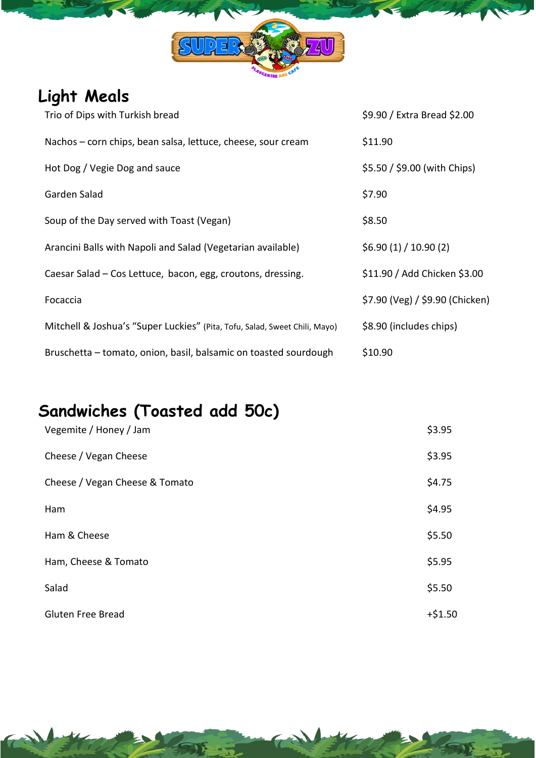## Light Meals

| | |
|---|---|
| Trio of Dips with Turkish bread | $9.90 / Extra Bread $2.00 |
| Nachos – corn chips, bean salsa, lettuce, cheese, sour cream | $11.90 |
| Hot Dog / Vegie Dog and sauce | $5.50 / $9.00 (with Chips) |
| Garden Salad | $7.90 |
| Soup of the Day served with Toast (Vegan) | $8.50 |
| Arancini Balls with Napoli and Salad (Vegetarian available) | $6.90 (1) / 10.90 (2) |
| Caesar Salad – Cos Lettuce, bacon, egg, croutons, dressing. | $11.90 / Add Chicken $3.00 |
| Focaccia | $7.90 (Veg) / $9.90 (Chicken) |
| Mitchell & Joshua's "Super Luckies" (Pita, Tofu, Salad, Sweet Chili, Mayo) | $8.90 (includes chips) |
| Bruschetta – tomato, onion, basil, balsamic on toasted sourdough | $10.90 |

## Sandwiches (Toasted add 50c)

| | |
|---|---|
| Vegemite / Honey / Jam | $3.95 |
| Cheese / Vegan Cheese | $3.95 |
| Cheese / Vegan Cheese & Tomato | $4.75 |
| Ham | $4.95 |
| Ham & Cheese | $5.50 |
| Ham, Cheese & Tomato | $5.95 |
| Salad | $5.50 |
| Gluten Free Bread | +$1.50 |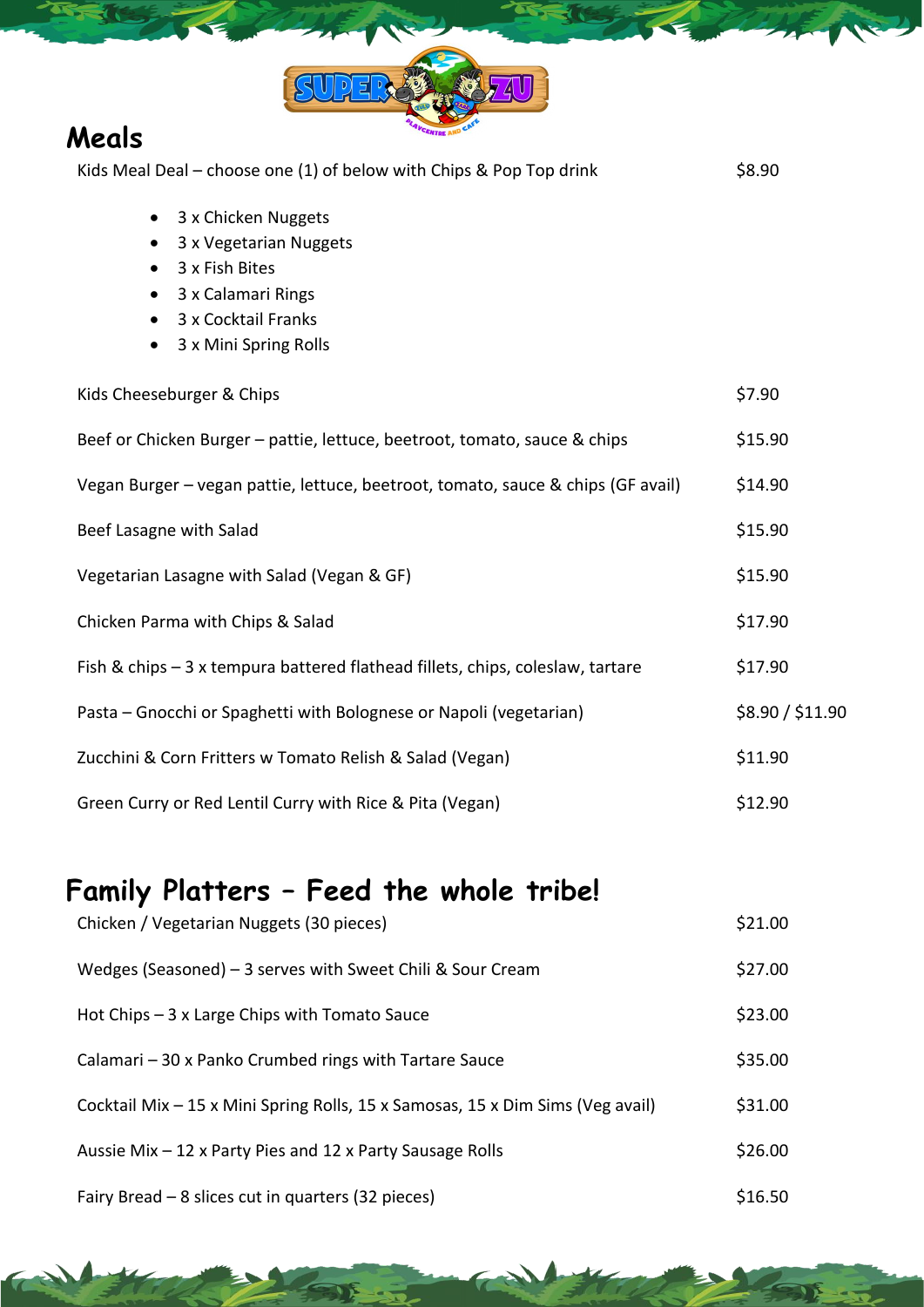## Meals

| | |
|---|---|
| Kids Meal Deal – choose one (1) of below with Chips & Pop Top drink | $8.90 |

- 3 x Chicken Nuggets
- 3 x Vegetarian Nuggets
- 3 x Fish Bites
- 3 x Calamari Rings
- 3 x Cocktail Franks
- 3 x Mini Spring Rolls

| | |
|---|---|
| Kids Cheeseburger & Chips | $7.90 |
| Beef or Chicken Burger – pattie, lettuce, beetroot, tomato, sauce & chips | $15.90 |
| Vegan Burger – vegan pattie, lettuce, beetroot, tomato, sauce & chips (GF avail) | $14.90 |
| Beef Lasagne with Salad | $15.90 |
| Vegetarian Lasagne with Salad (Vegan & GF) | $15.90 |
| Chicken Parma with Chips & Salad | $17.90 |
| Fish & chips – 3 x tempura battered flathead fillets, chips, coleslaw, tartare | $17.90 |
| Pasta – Gnocchi or Spaghetti with Bolognese or Napoli (vegetarian) | $8.90 / $11.90 |
| Zucchini & Corn Fritters w Tomato Relish & Salad (Vegan) | $11.90 |
| Green Curry or Red Lentil Curry with Rice & Pita (Vegan) | $12.90 |

## Family Platters – Feed the whole tribe!

| | |
|---|---|
| Chicken / Vegetarian Nuggets (30 pieces) | $21.00 |
| Wedges (Seasoned) – 3 serves with Sweet Chili & Sour Cream | $27.00 |
| Hot Chips – 3 x Large Chips with Tomato Sauce | $23.00 |
| Calamari – 30 x Panko Crumbed rings with Tartare Sauce | $35.00 |
| Cocktail Mix – 15 x Mini Spring Rolls, 15 x Samosas, 15 x Dim Sims (Veg avail) | $31.00 |
| Aussie Mix – 12 x Party Pies and 12 x Party Sausage Rolls | $26.00 |
| Fairy Bread – 8 slices cut in quarters (32 pieces) | $16.50 |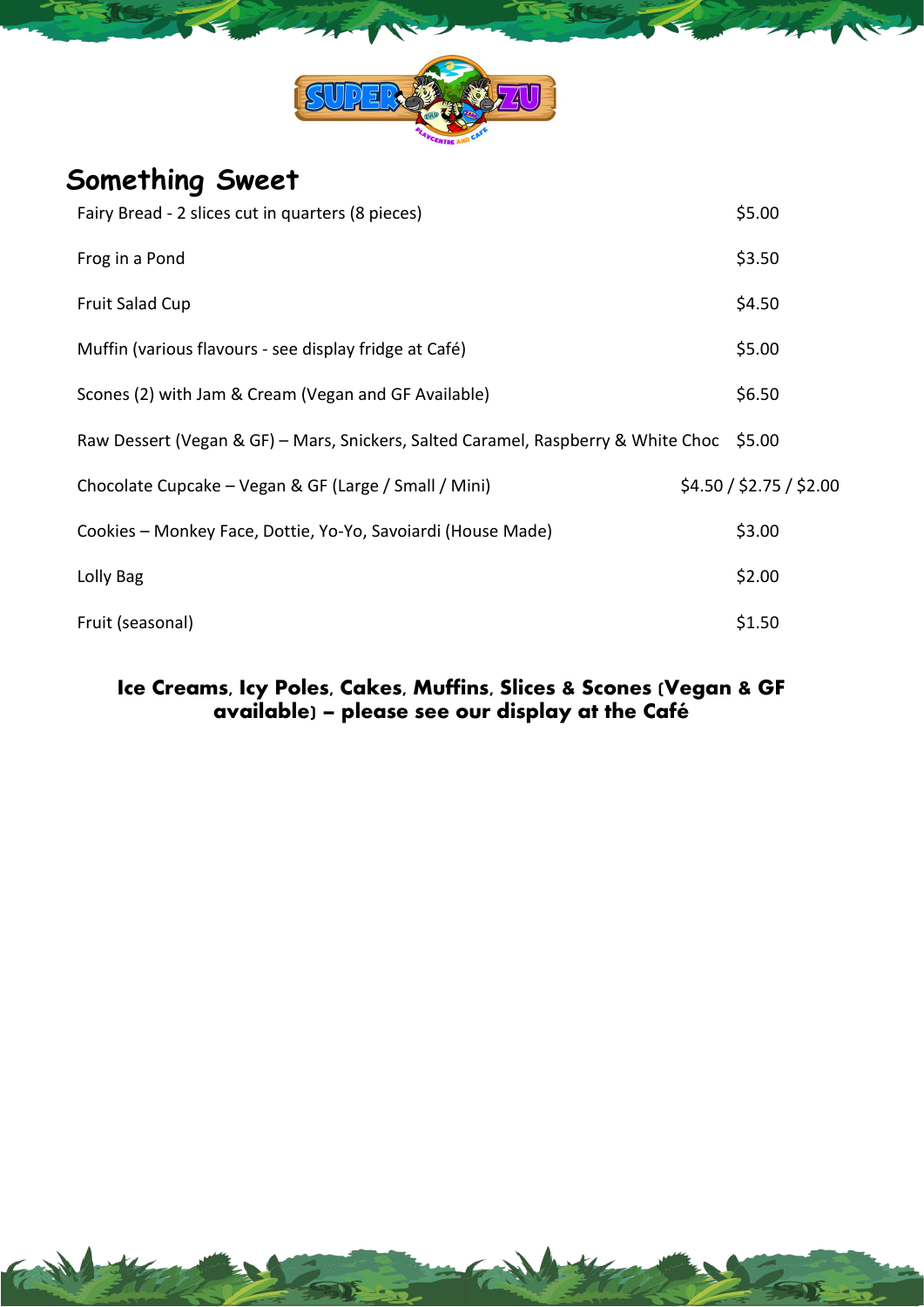## Something Sweet

| | |
|---|---|
| Fairy Bread - 2 slices cut in quarters (8 pieces) | $5.00 |
| Frog in a Pond | $3.50 |
| Fruit Salad Cup | $4.50 |
| Muffin (various flavours - see display fridge at Café) | $5.00 |
| Scones (2) with Jam & Cream (Vegan and GF Available) | $6.50 |
| Raw Dessert (Vegan & GF) – Mars, Snickers, Salted Caramel, Raspberry & White Choc | $5.00 |
| Chocolate Cupcake – Vegan & GF (Large / Small / Mini) | $4.50 / $2.75 / $2.00 |
| Cookies – Monkey Face, Dottie, Yo-Yo, Savoiardi (House Made) | $3.00 |
| Lolly Bag | $2.00 |
| Fruit (seasonal) | $1.50 |

**Ice Creams, Icy Poles, Cakes, Muffins, Slices & Scones (Vegan & GF available) – please see our display at the Café**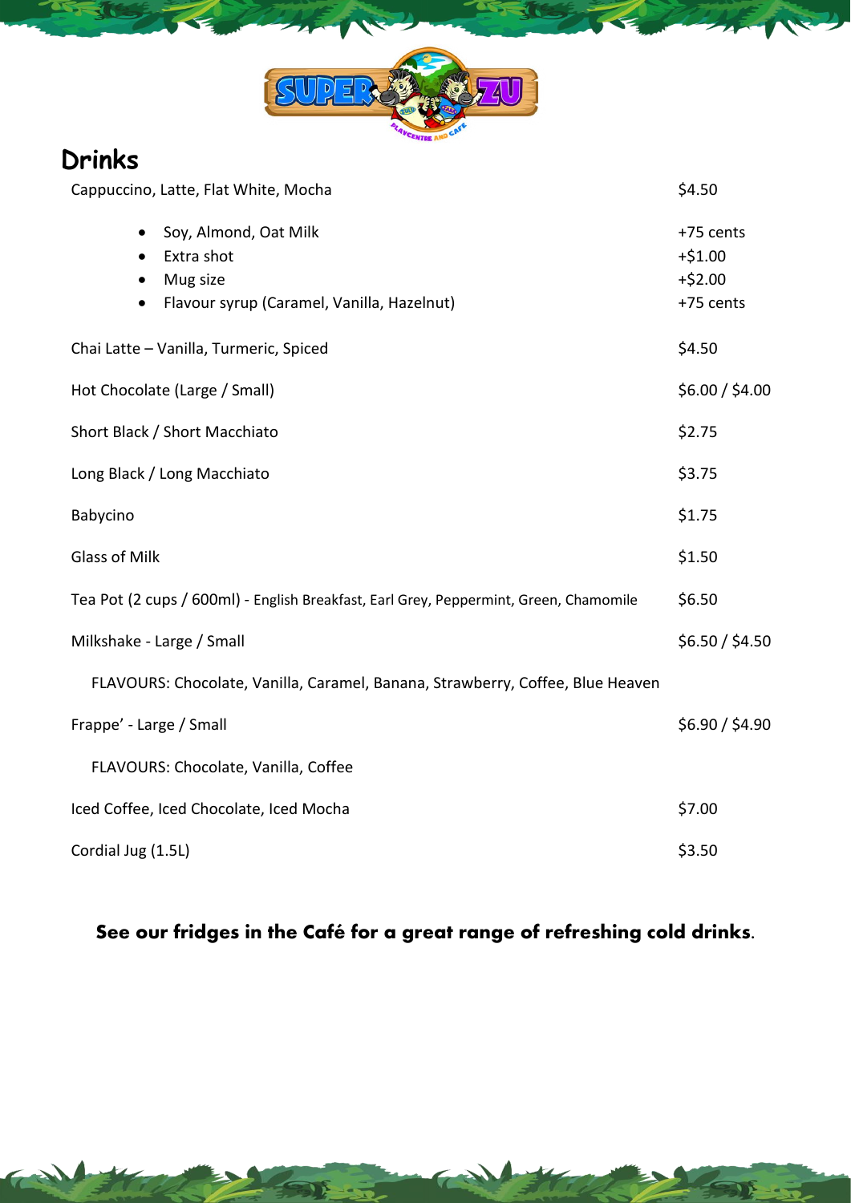## Drinks

| | |
|---|---|
| Cappuccino, Latte, Flat White, Mocha | $4.50 |
| • Soy, Almond, Oat Milk | +75 cents |
| • Extra shot | +$1.00 |
| • Mug size | +$2.00 |
| • Flavour syrup (Caramel, Vanilla, Hazelnut) | +75 cents |
| Chai Latte – Vanilla, Turmeric, Spiced | $4.50 |
| Hot Chocolate (Large / Small) | $6.00 / $4.00 |
| Short Black / Short Macchiato | $2.75 |
| Long Black / Long Macchiato | $3.75 |
| Babycino | $1.75 |
| Glass of Milk | $1.50 |
| Tea Pot (2 cups / 600ml) - English Breakfast, Earl Grey, Peppermint, Green, Chamomile | $6.50 |
| Milkshake - Large / Small | $6.50 / $4.50 |
| FLAVOURS: Chocolate, Vanilla, Caramel, Banana, Strawberry, Coffee, Blue Heaven | |
| Frappe' - Large / Small | $6.90 / $4.90 |
| FLAVOURS: Chocolate, Vanilla, Coffee | |
| Iced Coffee, Iced Chocolate, Iced Mocha | $7.00 |
| Cordial Jug (1.5L) | $3.50 |

**See our fridges in the Café for a great range of refreshing cold drinks.**